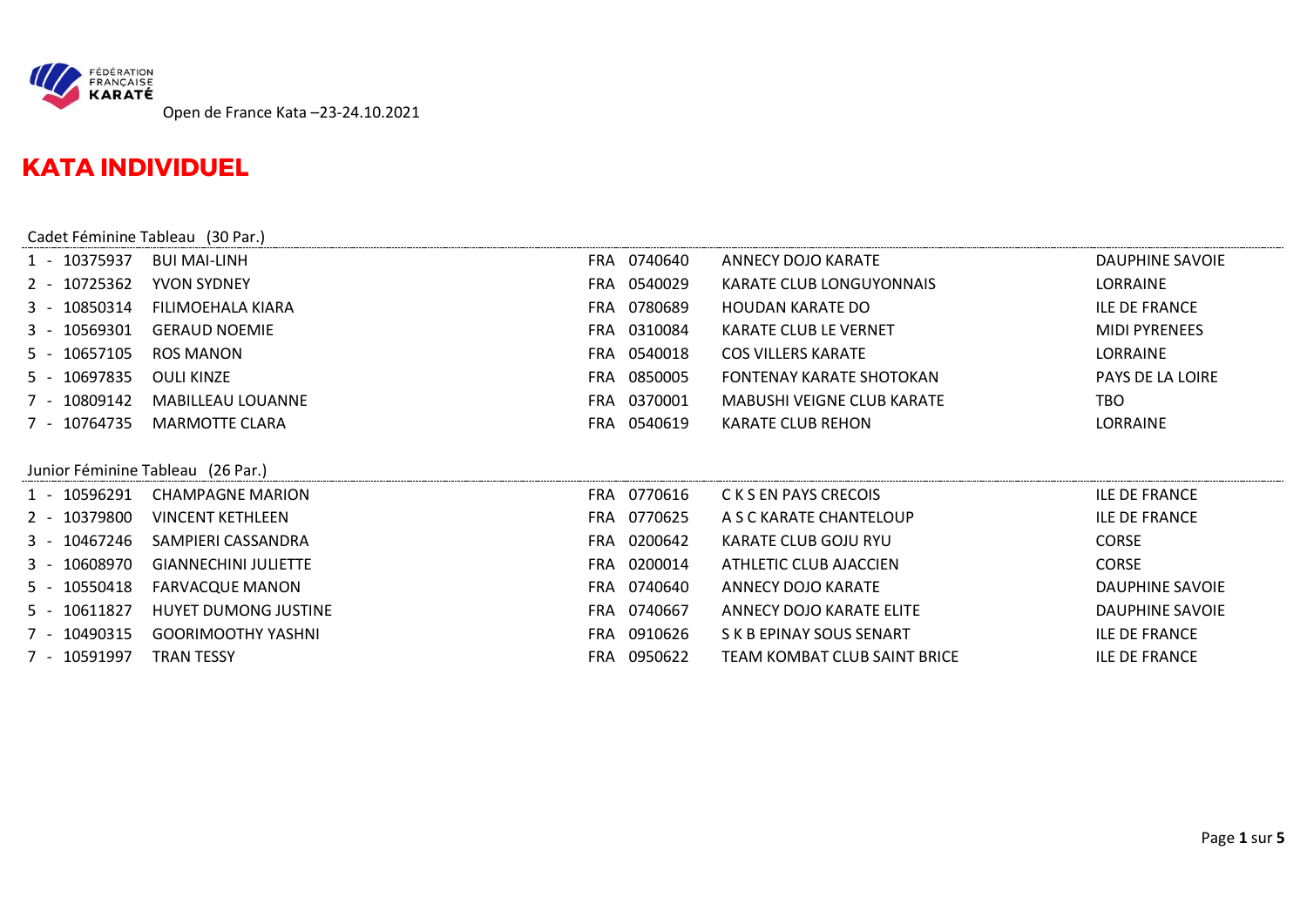FÉDÉRATION FRANÇAISE KARATÉ

Open de France Kata –23-24.10.2021

# KATA INDIVIDUEL

## Cadet Féminine Tableau (30 Par.)

| | | | | | | |
|---|---|---|---|---|---|---|
| 1 - | 10375937 | BUI MAI-LINH | FRA | 0740640 | ANNECY DOJO KARATE | DAUPHINE SAVOIE |
| 2 - | 10725362 | YVON SYDNEY | FRA | 0540029 | KARATE CLUB LONGUYONNAIS | LORRAINE |
| 3 - | 10850314 | FILIMOEHALA KIARA | FRA | 0780689 | HOUDAN KARATE DO | ILE DE FRANCE |
| 3 - | 10569301 | GERAUD NOEMIE | FRA | 0310084 | KARATE CLUB LE VERNET | MIDI PYRENEES |
| 5 - | 10657105 | ROS MANON | FRA | 0540018 | COS VILLERS KARATE | LORRAINE |
| 5 - | 10697835 | OULI KINZE | FRA | 0850005 | FONTENAY KARATE SHOTOKAN | PAYS DE LA LOIRE |
| 7 - | 10809142 | MABILLEAU LOUANNE | FRA | 0370001 | MABUSHI VEIGNE CLUB KARATE | TBO |
| 7 - | 10764735 | MARMOTTE CLARA | FRA | 0540619 | KARATE CLUB REHON | LORRAINE |

## Junior Féminine Tableau (26 Par.)

| | | | | | | |
|---|---|---|---|---|---|---|
| 1 - | 10596291 | CHAMPAGNE MARION | FRA | 0770616 | C K S EN PAYS CRECOIS | ILE DE FRANCE |
| 2 - | 10379800 | VINCENT KETHLEEN | FRA | 0770625 | A S C KARATE CHANTELOUP | ILE DE FRANCE |
| 3 - | 10467246 | SAMPIERI CASSANDRA | FRA | 0200642 | KARATE CLUB GOJU RYU | CORSE |
| 3 - | 10608970 | GIANNECHINI JULIETTE | FRA | 0200014 | ATHLETIC CLUB AJACCIEN | CORSE |
| 5 - | 10550418 | FARVACQUE MANON | FRA | 0740640 | ANNECY DOJO KARATE | DAUPHINE SAVOIE |
| 5 - | 10611827 | HUYET DUMONG JUSTINE | FRA | 0740667 | ANNECY DOJO KARATE ELITE | DAUPHINE SAVOIE |
| 7 - | 10490315 | GOORIMOOTHY YASHNI | FRA | 0910626 | S K B EPINAY SOUS SENART | ILE DE FRANCE |
| 7 - | 10591997 | TRAN TESSY | FRA | 0950622 | TEAM KOMBAT CLUB SAINT BRICE | ILE DE FRANCE |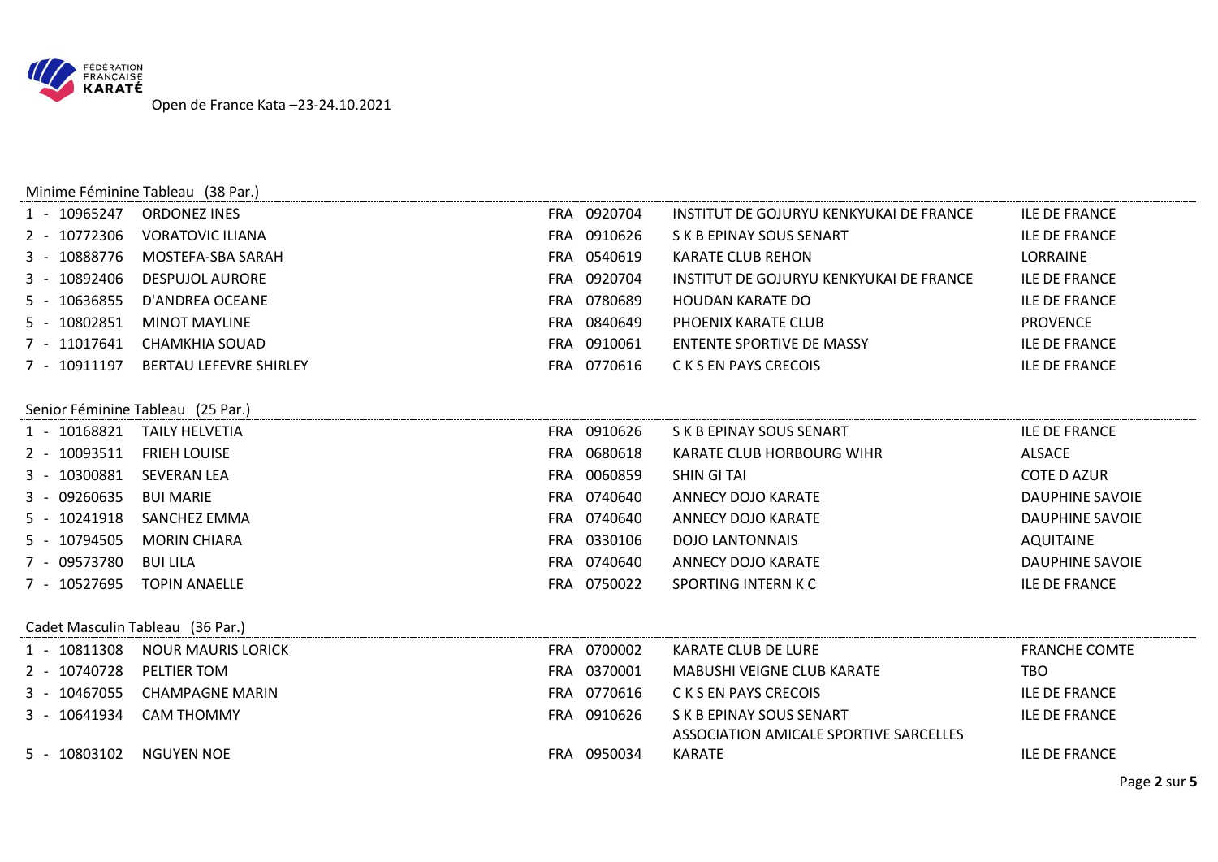Open de France Kata –23-24.10.2021

## Minime Féminine Tableau (38 Par.)

| Rang | Licence | Nom | Pays | Code | Club | Ligue |
|---|---|---|---|---|---|---|
| 1 | 10965247 | ORDONEZ INES | FRA | 0920704 | INSTITUT DE GOJURYU KENKYUKAI DE FRANCE | ILE DE FRANCE |
| 2 | 10772306 | VORATOVIC ILIANA | FRA | 0910626 | S K B EPINAY SOUS SENART | ILE DE FRANCE |
| 3 | 10888776 | MOSTEFA-SBA SARAH | FRA | 0540619 | KARATE CLUB REHON | LORRAINE |
| 3 | 10892406 | DESPUJOL AURORE | FRA | 0920704 | INSTITUT DE GOJURYU KENKYUKAI DE FRANCE | ILE DE FRANCE |
| 5 | 10636855 | D'ANDREA OCEANE | FRA | 0780689 | HOUDAN KARATE DO | ILE DE FRANCE |
| 5 | 10802851 | MINOT MAYLINE | FRA | 0840649 | PHOENIX KARATE CLUB | PROVENCE |
| 7 | 11017641 | CHAMKHIA SOUAD | FRA | 0910061 | ENTENTE SPORTIVE DE MASSY | ILE DE FRANCE |
| 7 | 10911197 | BERTAU LEFEVRE SHIRLEY | FRA | 0770616 | C K S EN PAYS CRECOIS | ILE DE FRANCE |

## Senior Féminine Tableau (25 Par.)

| Rang | Licence | Nom | Pays | Code | Club | Ligue |
|---|---|---|---|---|---|---|
| 1 | 10168821 | TAILY HELVETIA | FRA | 0910626 | S K B EPINAY SOUS SENART | ILE DE FRANCE |
| 2 | 10093511 | FRIEH LOUISE | FRA | 0680618 | KARATE CLUB HORBOURG WIHR | ALSACE |
| 3 | 10300881 | SEVERAN LEA | FRA | 0060859 | SHIN GI TAI | COTE D AZUR |
| 3 | 09260635 | BUI MARIE | FRA | 0740640 | ANNECY DOJO KARATE | DAUPHINE SAVOIE |
| 5 | 10241918 | SANCHEZ EMMA | FRA | 0740640 | ANNECY DOJO KARATE | DAUPHINE SAVOIE |
| 5 | 10794505 | MORIN CHIARA | FRA | 0330106 | DOJO LANTONNAIS | AQUITAINE |
| 7 | 09573780 | BUI LILA | FRA | 0740640 | ANNECY DOJO KARATE | DAUPHINE SAVOIE |
| 7 | 10527695 | TOPIN ANAELLE | FRA | 0750022 | SPORTING INTERN K C | ILE DE FRANCE |

## Cadet Masculin Tableau (36 Par.)

| Rang | Licence | Nom | Pays | Code | Club | Ligue |
|---|---|---|---|---|---|---|
| 1 | 10811308 | NOUR MAURIS LORICK | FRA | 0700002 | KARATE CLUB DE LURE | FRANCHE COMTE |
| 2 | 10740728 | PELTIER TOM | FRA | 0370001 | MABUSHI VEIGNE CLUB KARATE | TBO |
| 3 | 10467055 | CHAMPAGNE MARIN | FRA | 0770616 | C K S EN PAYS CRECOIS | ILE DE FRANCE |
| 3 | 10641934 | CAM THOMMY | FRA | 0910626 | S K B EPINAY SOUS SENART | ILE DE FRANCE |
| 5 | 10803102 | NGUYEN NOE | FRA | 0950034 | ASSOCIATION AMICALE SPORTIVE SARCELLES KARATE | ILE DE FRANCE |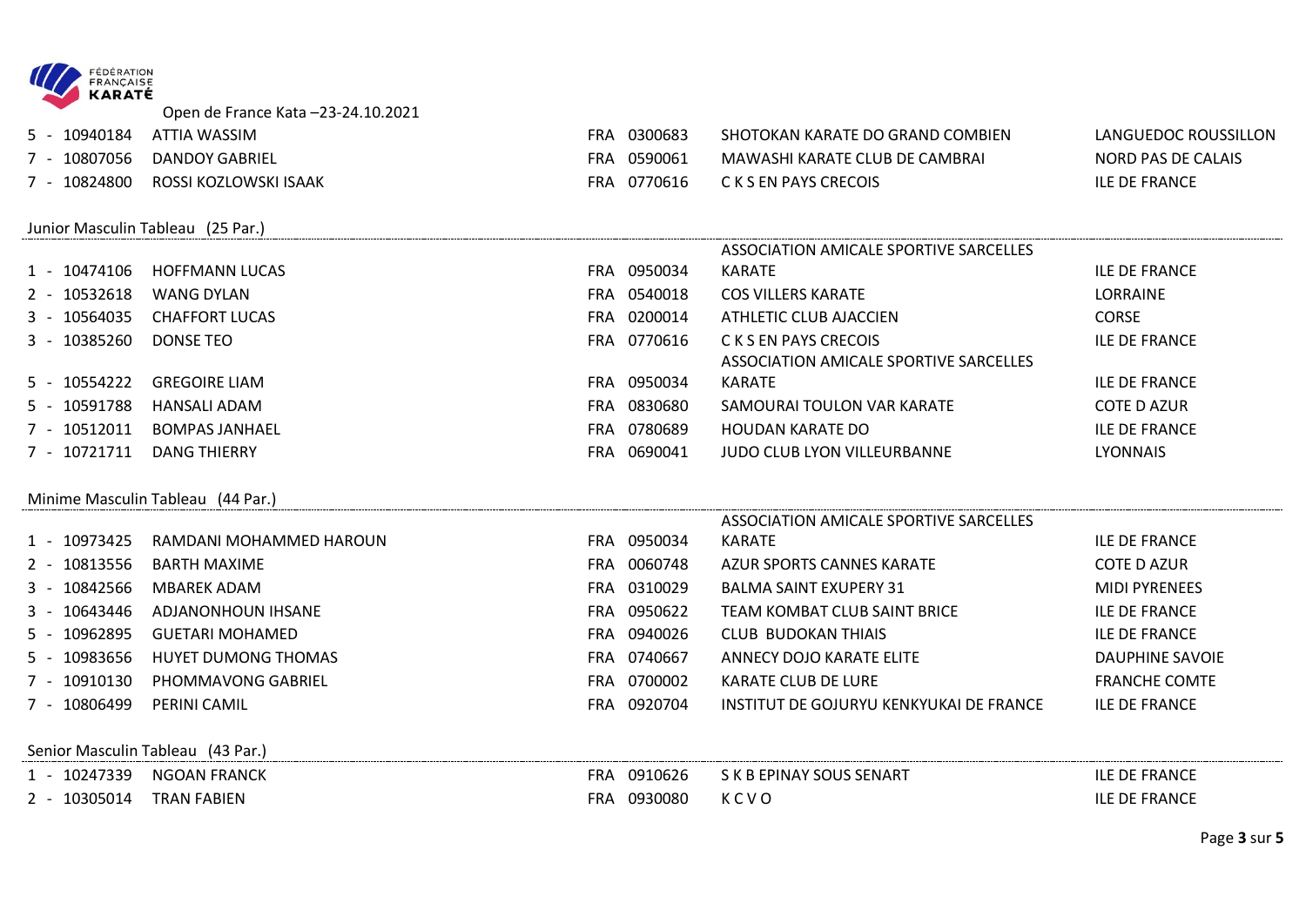Open de France Kata –23-24.10.2021

| Rang | Licence | Nom | Pays | Code | Club | Ligue |
|---|---|---|---|---|---|---|
| 5 | 10940184 | ATTIA WASSIM | FRA | 0300683 | SHOTOKAN KARATE DO GRAND COMBIEN | LANGUEDOC ROUSSILLON |
| 7 | 10807056 | DANDOY GABRIEL | FRA | 0590061 | MAWASHI KARATE CLUB DE CAMBRAI | NORD PAS DE CALAIS |
| 7 | 10824800 | ROSSI KOZLOWSKI ISAAK | FRA | 0770616 | C K S EN PAYS CRECOIS | ILE DE FRANCE |

## Junior Masculin Tableau (25 Par.)

| Rang | Licence | Nom | Pays | Code | Club | Ligue |
|---|---|---|---|---|---|---|
| 1 | 10474106 | HOFFMANN LUCAS | FRA | 0950034 | ASSOCIATION AMICALE SPORTIVE SARCELLES KARATE | ILE DE FRANCE |
| 2 | 10532618 | WANG DYLAN | FRA | 0540018 | COS VILLERS KARATE | LORRAINE |
| 3 | 10564035 | CHAFFORT LUCAS | FRA | 0200014 | ATHLETIC CLUB AJACCIEN | CORSE |
| 3 | 10385260 | DONSE TEO | FRA | 0770616 | C K S EN PAYS CRECOIS | ILE DE FRANCE |
| 5 | 10554222 | GREGOIRE LIAM | FRA | 0950034 | ASSOCIATION AMICALE SPORTIVE SARCELLES KARATE | ILE DE FRANCE |
| 5 | 10591788 | HANSALI ADAM | FRA | 0830680 | SAMOURAI TOULON VAR KARATE | COTE D AZUR |
| 7 | 10512011 | BOMPAS JANHAEL | FRA | 0780689 | HOUDAN KARATE DO | ILE DE FRANCE |
| 7 | 10721711 | DANG THIERRY | FRA | 0690041 | JUDO CLUB LYON VILLEURBANNE | LYONNAIS |

## Minime Masculin Tableau (44 Par.)

| Rang | Licence | Nom | Pays | Code | Club | Ligue |
|---|---|---|---|---|---|---|
| 1 | 10973425 | RAMDANI MOHAMMED HAROUN | FRA | 0950034 | ASSOCIATION AMICALE SPORTIVE SARCELLES KARATE | ILE DE FRANCE |
| 2 | 10813556 | BARTH MAXIME | FRA | 0060748 | AZUR SPORTS CANNES KARATE | COTE D AZUR |
| 3 | 10842566 | MBAREK ADAM | FRA | 0310029 | BALMA SAINT EXUPERY 31 | MIDI PYRENEES |
| 3 | 10643446 | ADJANONHOUN IHSANE | FRA | 0950622 | TEAM KOMBAT CLUB SAINT BRICE | ILE DE FRANCE |
| 5 | 10962895 | GUETARI MOHAMED | FRA | 0940026 | CLUB BUDOKAN THIAIS | ILE DE FRANCE |
| 5 | 10983656 | HUYET DUMONG THOMAS | FRA | 0740667 | ANNECY DOJO KARATE ELITE | DAUPHINE SAVOIE |
| 7 | 10910130 | PHOMMAVONG GABRIEL | FRA | 0700002 | KARATE CLUB DE LURE | FRANCHE COMTE |
| 7 | 10806499 | PERINI CAMIL | FRA | 0920704 | INSTITUT DE GOJURYU KENKYUKAI DE FRANCE | ILE DE FRANCE |

## Senior Masculin Tableau (43 Par.)

| Rang | Licence | Nom | Pays | Code | Club | Ligue |
|---|---|---|---|---|---|---|
| 1 | 10247339 | NGOAN FRANCK | FRA | 0910626 | S K B EPINAY SOUS SENART | ILE DE FRANCE |
| 2 | 10305014 | TRAN FABIEN | FRA | 0930080 | K C V O | ILE DE FRANCE |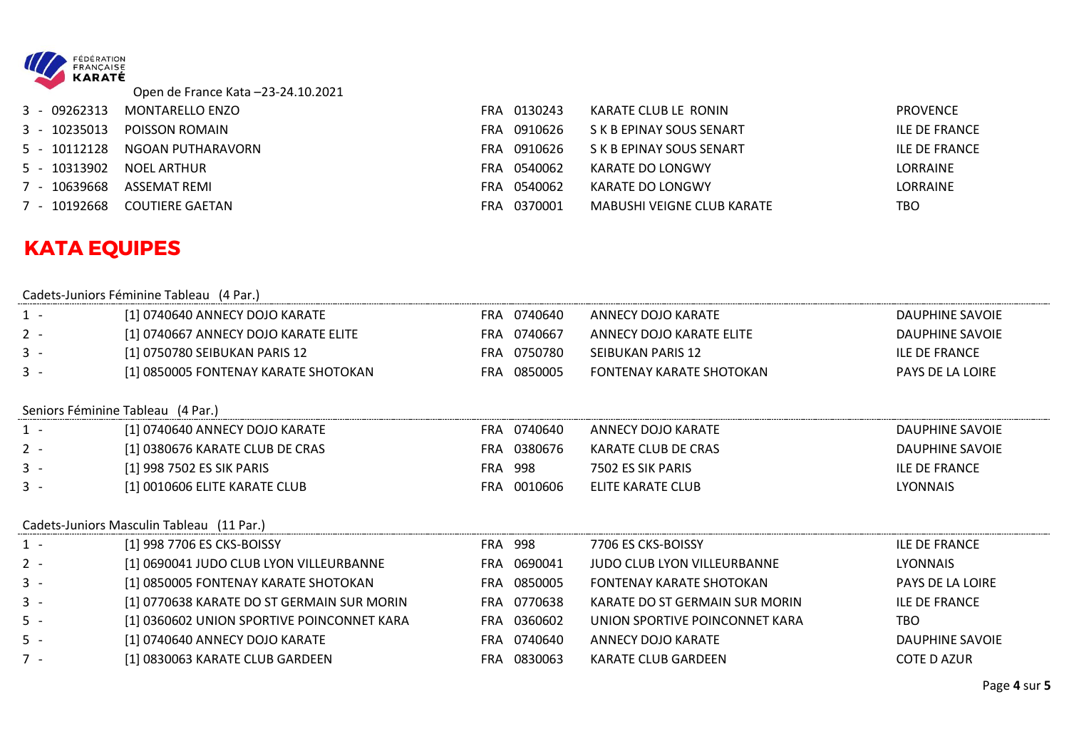Open de France Kata –23-24.10.2021

| | | | | | |
|---|---|---|---|---|---|
| 3 - | 09262313 | MONTARELLO ENZO | FRA 0130243 | KARATE CLUB LE RONIN | PROVENCE |
| 3 - | 10235013 | POISSON ROMAIN | FRA 0910626 | S K B EPINAY SOUS SENART | ILE DE FRANCE |
| 5 - | 10112128 | NGOAN PUTHARAVORN | FRA 0910626 | S K B EPINAY SOUS SENART | ILE DE FRANCE |
| 5 - | 10313902 | NOEL ARTHUR | FRA 0540062 | KARATE DO LONGWY | LORRAINE |
| 7 - | 10639668 | ASSEMAT REMI | FRA 0540062 | KARATE DO LONGWY | LORRAINE |
| 7 - | 10192668 | COUTIERE GAETAN | FRA 0370001 | MABUSHI VEIGNE CLUB KARATE | TBO |

## KATA EQUIPES

Cadets-Juniors Féminine Tableau (4 Par.)

| | | | | |
|---|---|---|---|---|
| 1 - | [1] 0740640 ANNECY DOJO KARATE | FRA 0740640 | ANNECY DOJO KARATE | DAUPHINE SAVOIE |
| 2 - | [1] 0740667 ANNECY DOJO KARATE ELITE | FRA 0740667 | ANNECY DOJO KARATE ELITE | DAUPHINE SAVOIE |
| 3 - | [1] 0750780 SEIBUKAN PARIS 12 | FRA 0750780 | SEIBUKAN PARIS 12 | ILE DE FRANCE |
| 3 - | [1] 0850005 FONTENAY KARATE SHOTOKAN | FRA 0850005 | FONTENAY KARATE SHOTOKAN | PAYS DE LA LOIRE |

Seniors Féminine Tableau (4 Par.)

| | | | | |
|---|---|---|---|---|
| 1 - | [1] 0740640 ANNECY DOJO KARATE | FRA 0740640 | ANNECY DOJO KARATE | DAUPHINE SAVOIE |
| 2 - | [1] 0380676 KARATE CLUB DE CRAS | FRA 0380676 | KARATE CLUB DE CRAS | DAUPHINE SAVOIE |
| 3 - | [1] 998 7502 ES SIK PARIS | FRA 998 | 7502 ES SIK PARIS | ILE DE FRANCE |
| 3 - | [1] 0010606 ELITE KARATE CLUB | FRA 0010606 | ELITE KARATE CLUB | LYONNAIS |

Cadets-Juniors Masculin Tableau (11 Par.)

| | | | | |
|---|---|---|---|---|
| 1 - | [1] 998 7706 ES CKS-BOISSY | FRA 998 | 7706 ES CKS-BOISSY | ILE DE FRANCE |
| 2 - | [1] 0690041 JUDO CLUB LYON VILLEURBANNE | FRA 0690041 | JUDO CLUB LYON VILLEURBANNE | LYONNAIS |
| 3 - | [1] 0850005 FONTENAY KARATE SHOTOKAN | FRA 0850005 | FONTENAY KARATE SHOTOKAN | PAYS DE LA LOIRE |
| 3 - | [1] 0770638 KARATE DO ST GERMAIN SUR MORIN | FRA 0770638 | KARATE DO ST GERMAIN SUR MORIN | ILE DE FRANCE |
| 5 - | [1] 0360602 UNION SPORTIVE POINCONNET KARA | FRA 0360602 | UNION SPORTIVE POINCONNET KARA | TBO |
| 5 - | [1] 0740640 ANNECY DOJO KARATE | FRA 0740640 | ANNECY DOJO KARATE | DAUPHINE SAVOIE |
| 7 - | [1] 0830063 KARATE CLUB GARDEEN | FRA 0830063 | KARATE CLUB GARDEEN | COTE D AZUR |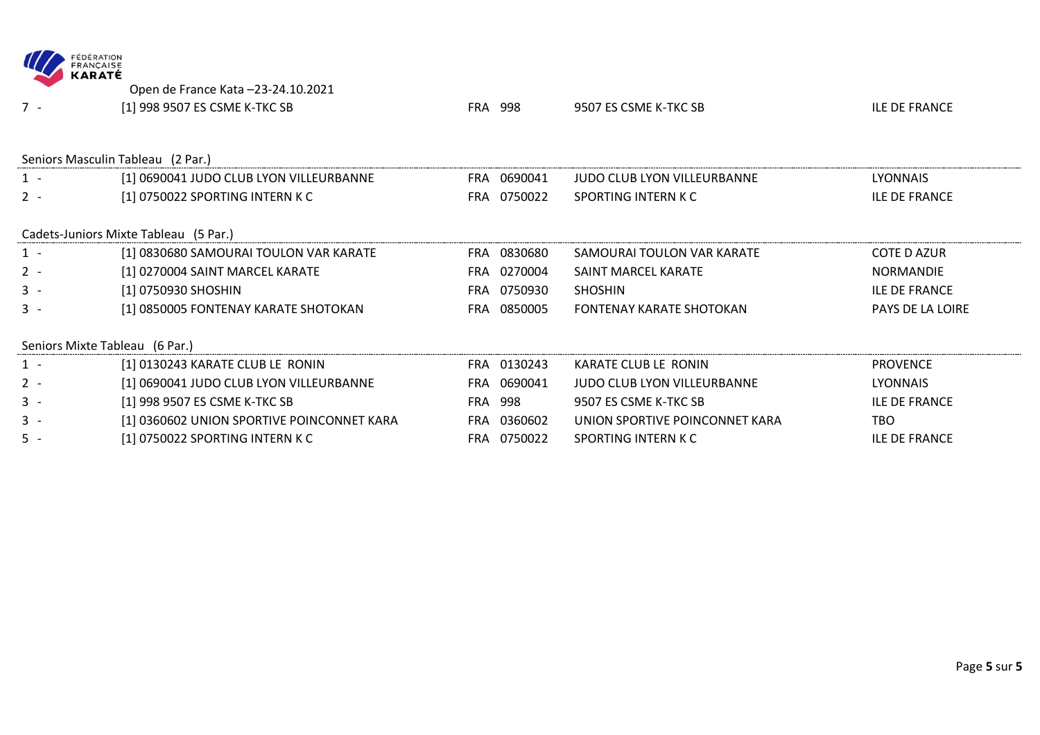Open de France Kata –23-24.10.2021

| | | | | | |
|---|---|---|---|---|---|
| 7 - | [1] 998 9507 ES CSME K-TKC SB | FRA | 998 | 9507 ES CSME K-TKC SB | ILE DE FRANCE |

### Seniors Masculin Tableau (2 Par.)

| | | | | | |
|---|---|---|---|---|---|
| 1 - | [1] 0690041 JUDO CLUB LYON VILLEURBANNE | FRA | 0690041 | JUDO CLUB LYON VILLEURBANNE | LYONNAIS |
| 2 - | [1] 0750022 SPORTING INTERN K C | FRA | 0750022 | SPORTING INTERN K C | ILE DE FRANCE |

### Cadets-Juniors Mixte Tableau (5 Par.)

| | | | | | |
|---|---|---|---|---|---|
| 1 - | [1] 0830680 SAMOURAI TOULON VAR KARATE | FRA | 0830680 | SAMOURAI TOULON VAR KARATE | COTE D AZUR |
| 2 - | [1] 0270004 SAINT MARCEL KARATE | FRA | 0270004 | SAINT MARCEL KARATE | NORMANDIE |
| 3 - | [1] 0750930 SHOSHIN | FRA | 0750930 | SHOSHIN | ILE DE FRANCE |
| 3 - | [1] 0850005 FONTENAY KARATE SHOTOKAN | FRA | 0850005 | FONTENAY KARATE SHOTOKAN | PAYS DE LA LOIRE |

### Seniors Mixte Tableau (6 Par.)

| | | | | | |
|---|---|---|---|---|---|
| 1 - | [1] 0130243 KARATE CLUB LE RONIN | FRA | 0130243 | KARATE CLUB LE RONIN | PROVENCE |
| 2 - | [1] 0690041 JUDO CLUB LYON VILLEURBANNE | FRA | 0690041 | JUDO CLUB LYON VILLEURBANNE | LYONNAIS |
| 3 - | [1] 998 9507 ES CSME K-TKC SB | FRA | 998 | 9507 ES CSME K-TKC SB | ILE DE FRANCE |
| 3 - | [1] 0360602 UNION SPORTIVE POINCONNET KARA | FRA | 0360602 | UNION SPORTIVE POINCONNET KARA | TBO |
| 5 - | [1] 0750022 SPORTING INTERN K C | FRA | 0750022 | SPORTING INTERN K C | ILE DE FRANCE |